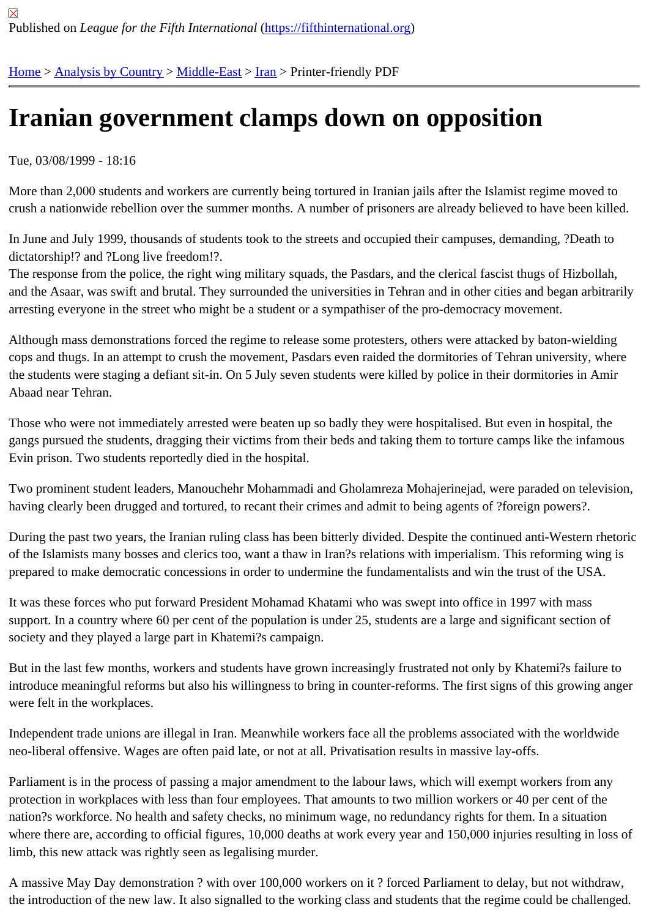Published on *League for the Fifth International* (https://fifthinternational.org)

Home > Analysis by Country > Middle-East > Iran > Printer-friendly PDF

# Iranian government clamps down on opposition

Tue, 03/08/1999 - 18:16

More than 2,000 students and workers are currently being tortured in Iranian jails after the Islamist regime moved to crush a nationwide rebellion over the summer months. A number of prisoners are already believed to have been killed.

In June and July 1999, thousands of students took to the streets and occupied their campuses, demanding, ?Death to dictatorship!? and ?Long live freedom!?.
The response from the police, the right wing military squads, the Pasdars, and the clerical fascist thugs of Hizbollah, and the Asaar, was swift and brutal. They surrounded the universities in Tehran and in other cities and began arbitrarily arresting everyone in the street who might be a student or a sympathiser of the pro-democracy movement.

Although mass demonstrations forced the regime to release some protesters, others were attacked by baton-wielding cops and thugs. In an attempt to crush the movement, Pasdars even raided the dormitories of Tehran university, where the students were staging a defiant sit-in. On 5 July seven students were killed by police in their dormitories in Amir Abaad near Tehran.

Those who were not immediately arrested were beaten up so badly they were hospitalised. But even in hospital, the gangs pursued the students, dragging their victims from their beds and taking them to torture camps like the infamous Evin prison. Two students reportedly died in the hospital.

Two prominent student leaders, Manouchehr Mohammadi and Gholamreza Mohajerinejad, were paraded on television, having clearly been drugged and tortured, to recant their crimes and admit to being agents of ?foreign powers?.

During the past two years, the Iranian ruling class has been bitterly divided. Despite the continued anti-Western rhetoric of the Islamists many bosses and clerics too, want a thaw in Iran?s relations with imperialism. This reforming wing is prepared to make democratic concessions in order to undermine the fundamentalists and win the trust of the USA.

It was these forces who put forward President Mohamad Khatami who was swept into office in 1997 with mass support. In a country where 60 per cent of the population is under 25, students are a large and significant section of society and they played a large part in Khatemi?s campaign.

But in the last few months, workers and students have grown increasingly frustrated not only by Khatemi?s failure to introduce meaningful reforms but also his willingness to bring in counter-reforms. The first signs of this growing anger were felt in the workplaces.

Independent trade unions are illegal in Iran. Meanwhile workers face all the problems associated with the worldwide neo-liberal offensive. Wages are often paid late, or not at all. Privatisation results in massive lay-offs.

Parliament is in the process of passing a major amendment to the labour laws, which will exempt workers from any protection in workplaces with less than four employees. That amounts to two million workers or 40 per cent of the nation?s workforce. No health and safety checks, no minimum wage, no redundancy rights for them. In a situation where there are, according to official figures, 10,000 deaths at work every year and 150,000 injuries resulting in loss of limb, this new attack was rightly seen as legalising murder.

A massive May Day demonstration ? with over 100,000 workers on it ? forced Parliament to delay, but not withdraw, the introduction of the new law. It also signalled to the working class and students that the regime could be challenged.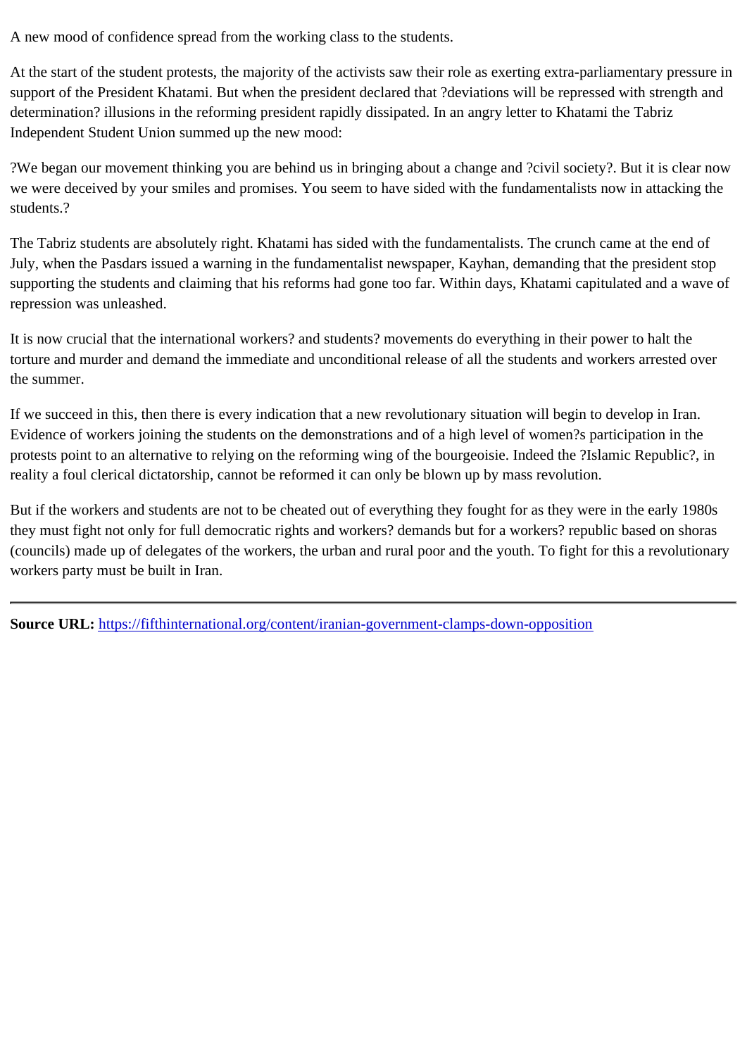A new mood of confidence spread from the working class to the students.

At the start of the student protests, the majority of the activists saw their role as exerting extra-parliamentary pressure in support of the President Khatami. But when the president declared that ?deviations will be repressed with strength and determination? illusions in the reforming president rapidly dissipated. In an angry letter to Khatami the Tabriz Independent Student Union summed up the new mood:

?We began our movement thinking you are behind us in bringing about a change and ?civil society?. But it is clear now we were deceived by your smiles and promises. You seem to have sided with the fundamentalists now in attacking the students.?

The Tabriz students are absolutely right. Khatami has sided with the fundamentalists. The crunch came at the end of July, when the Pasdars issued a warning in the fundamentalist newspaper, Kayhan, demanding that the president stop supporting the students and claiming that his reforms had gone too far. Within days, Khatami capitulated and a wave of repression was unleashed.

It is now crucial that the international workers? and students? movements do everything in their power to halt the torture and murder and demand the immediate and unconditional release of all the students and workers arrested over the summer.

If we succeed in this, then there is every indication that a new revolutionary situation will begin to develop in Iran. Evidence of workers joining the students on the demonstrations and of a high level of women?s participation in the protests point to an alternative to relying on the reforming wing of the bourgeoisie. Indeed the ?Islamic Republic?, in reality a foul clerical dictatorship, cannot be reformed it can only be blown up by mass revolution.

But if the workers and students are not to be cheated out of everything they fought for as they were in the early 1980s they must fight not only for full democratic rights and workers? demands but for a workers? republic based on shoras (councils) made up of delegates of the workers, the urban and rural poor and the youth. To fight for this a revolutionary workers party must be built in Iran.

---

**Source URL:** https://fifthinternational.org/content/iranian-government-clamps-down-opposition